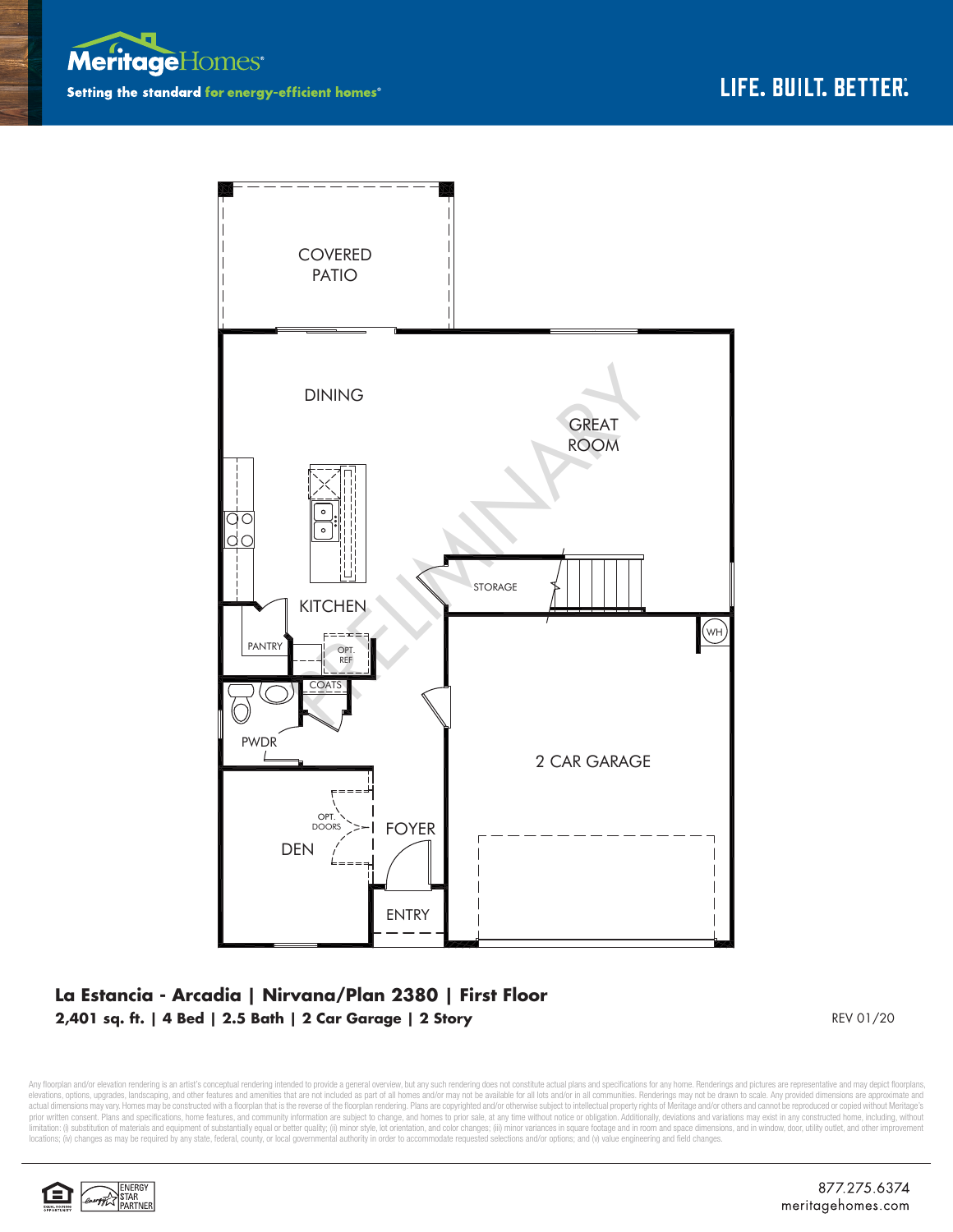**Meritage**Homes®

**Setting the standard for energy-efficient homes®**

LIFE. BUILT. BETTER.®

COVERED PATIO

DINING

GREAT ROOM

KITCHEN

STORAGE

PANTRY

OPT. REF

COATS

WH

PWDR

2 CAR GARAGE

OPT. DOORS

DEN

FOYER

ENTRY

PRELIMINARY

## La Estancia - Arcadia | Nirvana/Plan 2380 | First Floor

**2,401 sq. ft. | 4 Bed | 2.5 Bath | 2 Car Garage | 2 Story**

REV 01/20

Any floorplan and/or elevation rendering is an artist's conceptual rendering intended to provide a general overview, but any such rendering does not constitute actual plans and specifications for any home. Renderings and pictures are representative and may depict floorplans, elevations, options, upgrades, landscaping, and other features and amenities that are not included as part of all homes and/or may not be available for all lots and/or in all communities. Renderings may not be drawn to scale. Any provided dimensions are approximate and actual dimensions may vary. Homes may be constructed with a floorplan that is the reverse of the floorplan rendering. Plans are copyrighted and/or otherwise subject to intellectual property rights of Meritage and/or others and cannot be reproduced or copied without Meritage's prior written consent. Plans and specifications, home features, and community information are subject to change, and homes to prior sale, at any time without notice or obligation. Additionally, deviations and variations may exist in any constructed home, including, without limitation: (i) substitution of materials and equipment of substantially equal or better quality; (ii) minor style, lot orientation, and color changes; (iii) minor variances in square footage and in room and space dimensions, and in window, door, utility outlet, and other improvement locations; (iv) changes as may be required by any state, federal, county, or local governmental authority in order to accommodate requested selections and/or options; and (v) value engineering and field changes.

ENERGY STAR PARTNER

877.275.6374
meritagehomes.com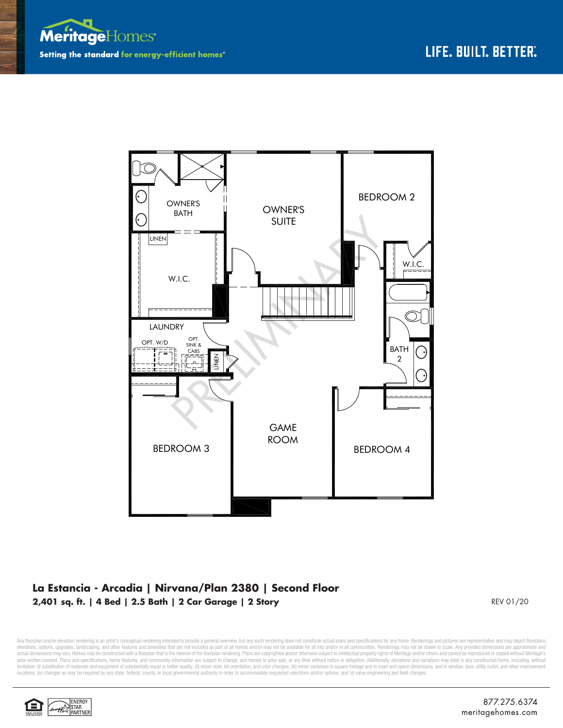MeritageHomes

Setting the standard for energy-efficient homes®

LIFE. BUILT. BETTER.

OWNER'S BATH

LINEN

W.I.C.

OWNER'S SUITE

BEDROOM 2

W.I.C.

LAUNDRY

OPT. W/D

OPT. SINK & CABS

LINEN

BATH 2

PRELIMINARY

BEDROOM 3

GAME ROOM

BEDROOM 4

**La Estancia - Arcadia | Nirvana/Plan 2380 | Second Floor**

**2,401 sq. ft. | 4 Bed | 2.5 Bath | 2 Car Garage | 2 Story**

REV 01/20

Any floorplan and/or elevation rendering is an artist's conceptual rendering intended to provide a general overview, but any such rendering does not constitute actual plans and specifications for any home. Renderings and pictures are representative and may depict floorplans, elevations, options, upgrades, landscaping, and other features and amenities that are not included as part of all homes and/or may not be available for all lots and/or in all communities. Renderings may not be drawn to scale. Any provided dimensions are approximate and actual dimensions may vary. Homes may be constructed with a floorplan that is the reverse of the floorplan rendering. Plans are copyrighted and/or otherwise subject to intellectual property rights of Meritage and/or others and cannot be reproduced or copied without Meritage's prior written consent. Plans and specifications, home features, and community information are subject to change, and homes to prior sale, at any time without notice or obligation. Additionally, deviations and variations may exist in any constructed home, including, without limitation: (i) substitution of materials and equipment of substantially equal or better quality; (ii) minor style, lot orientation, and color changes; (iii) minor variances in square footage and in room and space dimensions, and in window, door, utility outlet, and other improvement locations; (iv) changes as may be required by any state, federal, county, or local governmental authority in order to accommodate requested selections and/or options; and (v) value engineering and field changes.

ENERGY STAR PARTNER

877.275.6374

meritagehomes.com